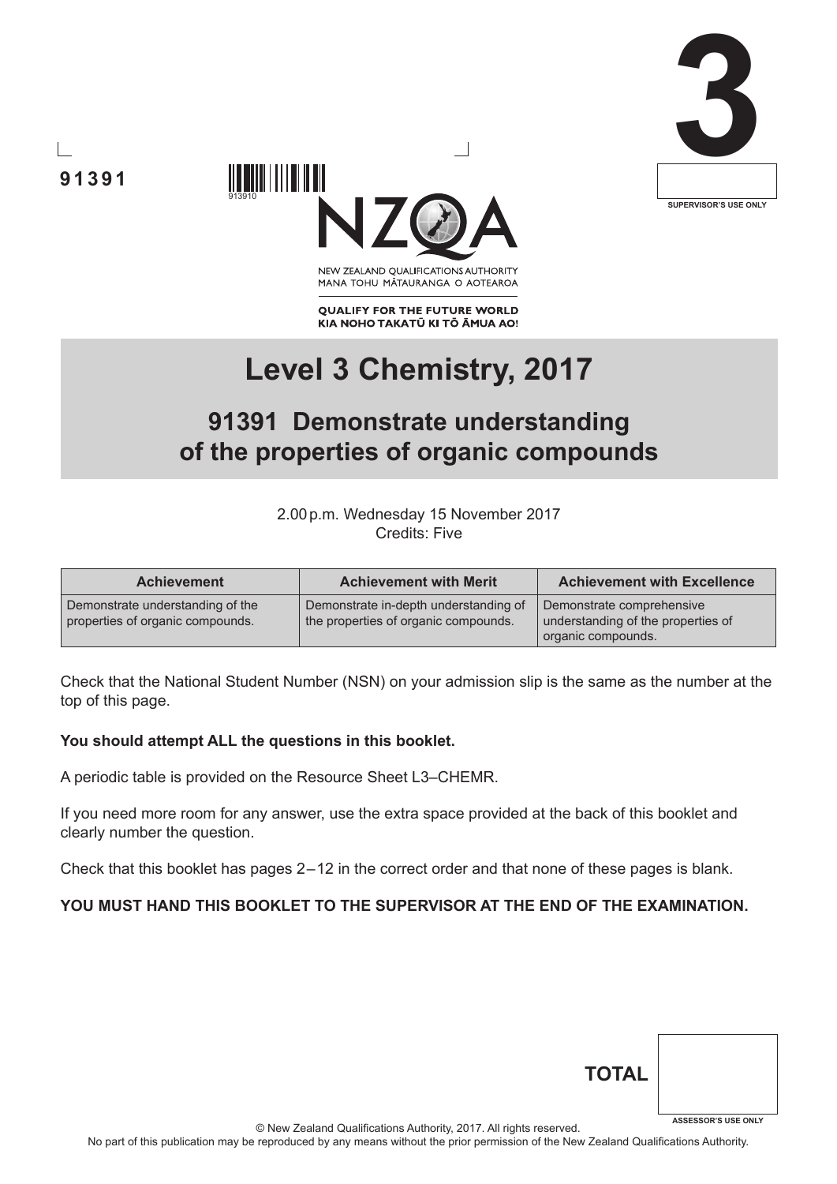91391

913910

NEW ZEALAND QUALIFICATIONS AUTHORITY
MANA TOHU MĀTAURANGA O AOTEAROA

**QUALIFY FOR THE FUTURE WORLD**
**KIA NOHO TAKATŪ KI TŌ ĀMUA AO!**

3

SUPERVISOR'S USE ONLY

# Level 3 Chemistry, 2017

## 91391 Demonstrate understanding of the properties of organic compounds

2.00 p.m. Wednesday 15 November 2017
Credits: Five

| Achievement | Achievement with Merit | Achievement with Excellence |
|---|---|---|
| Demonstrate understanding of the properties of organic compounds. | Demonstrate in-depth understanding of the properties of organic compounds. | Demonstrate comprehensive understanding of the properties of organic compounds. |

Check that the National Student Number (NSN) on your admission slip is the same as the number at the top of this page.

**You should attempt ALL the questions in this booklet.**

A periodic table is provided on the Resource Sheet L3–CHEMR.

If you need more room for any answer, use the extra space provided at the back of this booklet and clearly number the question.

Check that this booklet has pages 2–12 in the correct order and that none of these pages is blank.

**YOU MUST HAND THIS BOOKLET TO THE SUPERVISOR AT THE END OF THE EXAMINATION.**

**TOTAL**

ASSESSOR'S USE ONLY

© New Zealand Qualifications Authority, 2017. All rights reserved.
No part of this publication may be reproduced by any means without the prior permission of the New Zealand Qualifications Authority.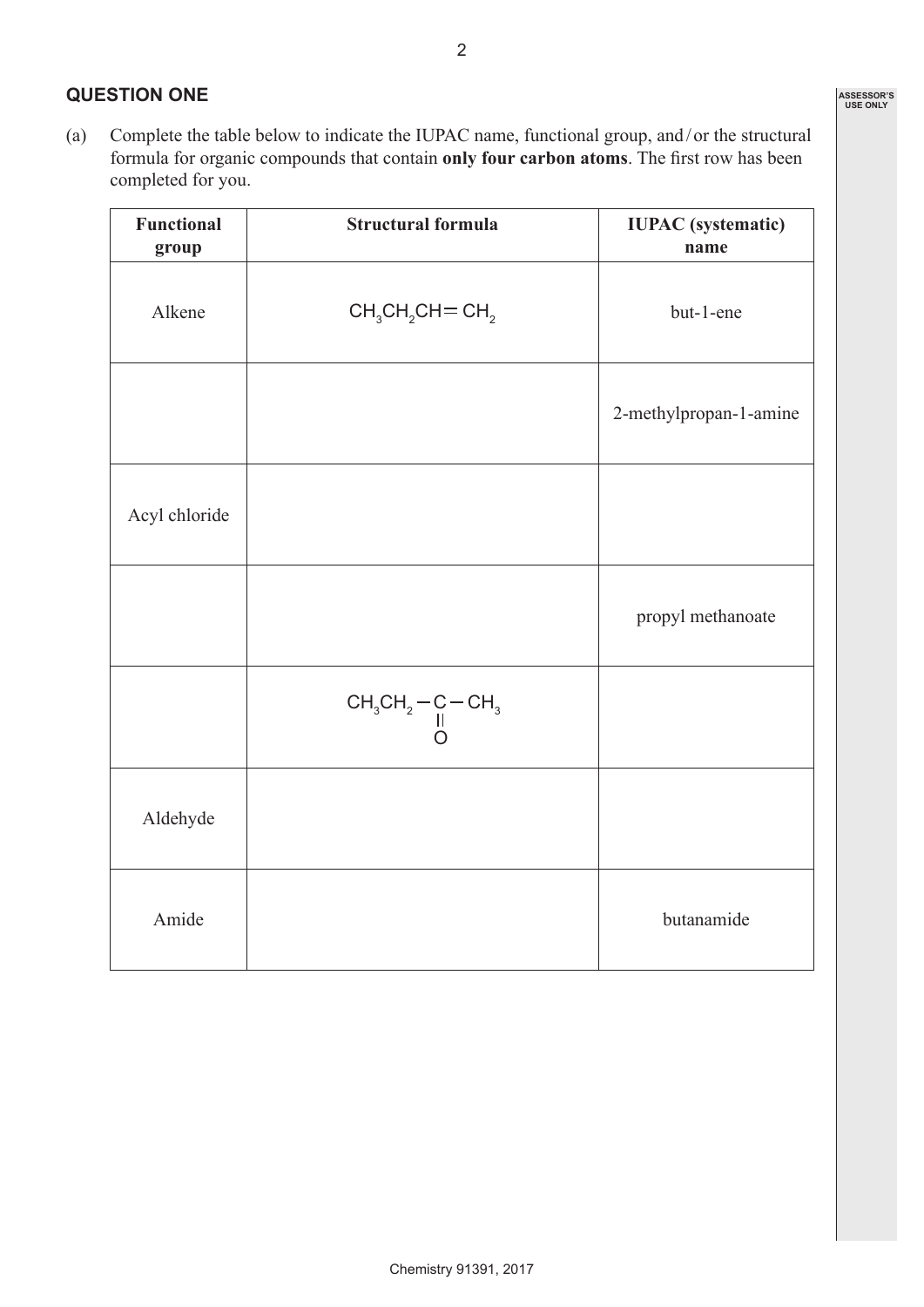## QUESTION ONE

(a) Complete the table below to indicate the IUPAC name, functional group, and / or the structural formula for organic compounds that contain **only four carbon atoms**. The first row has been completed for you.

| Functional group | Structural formula | IUPAC (systematic) name |
|---|---|---|
| Alkene | $CH_3CH_2CH{=}CH_2$ | but-1-ene |
| | | 2-methylpropan-1-amine |
| Acyl chloride | | |
| | | propyl methanoate |
| | $CH_3CH_2-C(=O)-CH_3$ | |
| Aldehyde | | |
| Amide | | butanamide |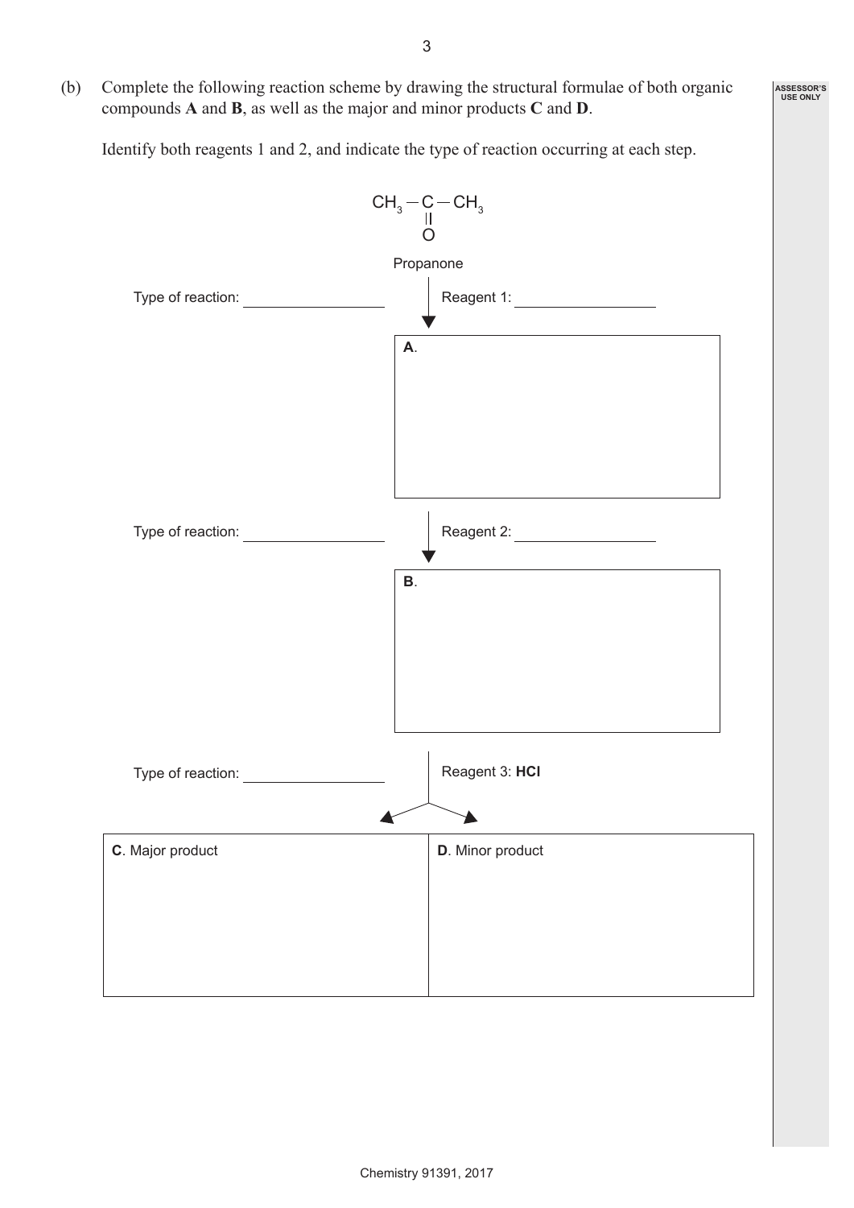(b) Complete the following reaction scheme by drawing the structural formulae of both organic compounds **A** and **B**, as well as the major and minor products **C** and **D**.

Identify both reagents 1 and 2, and indicate the type of reaction occurring at each step.

$$CH_3-\underset{\underset{O}{\|}}{C}-CH_3$$

Propanone

Type of reaction: ________________ Reagent 1: ________________

**A**.

Type of reaction: ________________ Reagent 2: ________________

**B**.

Type of reaction: ________________ Reagent 3: **HCl**

| **C**. Major product | **D**. Minor product |
|---|---|
| | |

ASSESSOR'S USE ONLY

Chemistry 91391, 2017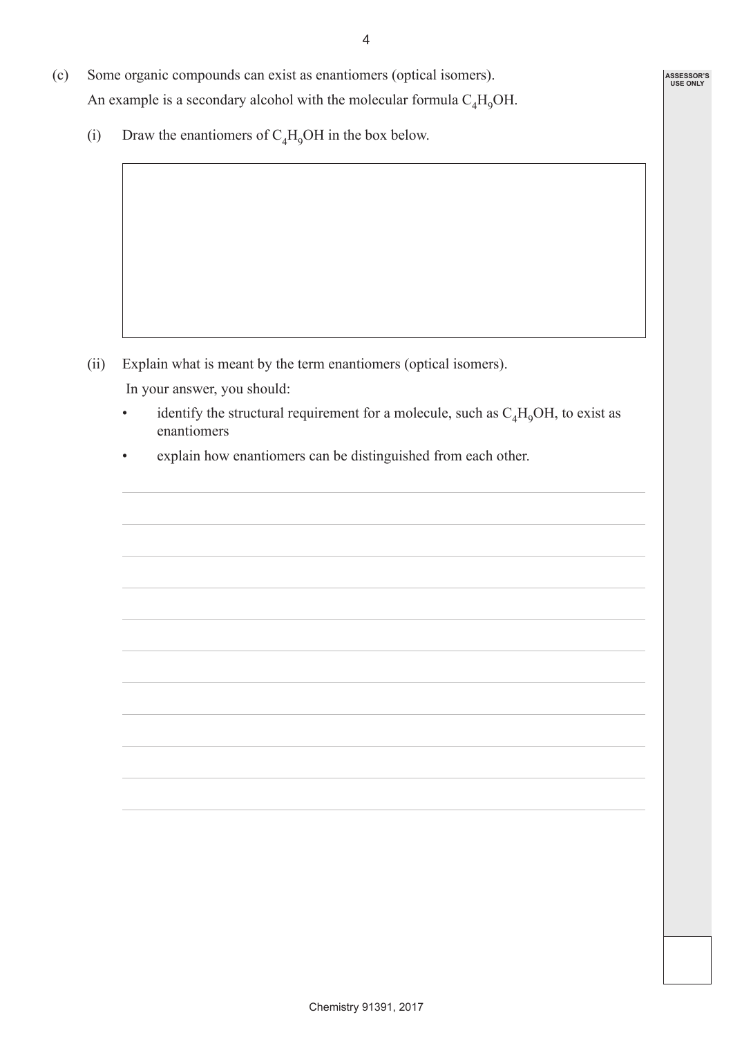(c) Some organic compounds can exist as enantiomers (optical isomers).

An example is a secondary alcohol with the molecular formula $C_4H_9OH$.

(i) Draw the enantiomers of $C_4H_9OH$ in the box below.

(ii) Explain what is meant by the term enantiomers (optical isomers).

In your answer, you should:

- identify the structural requirement for a molecule, such as $C_4H_9OH$, to exist as enantiomers
- explain how enantiomers can be distinguished from each other.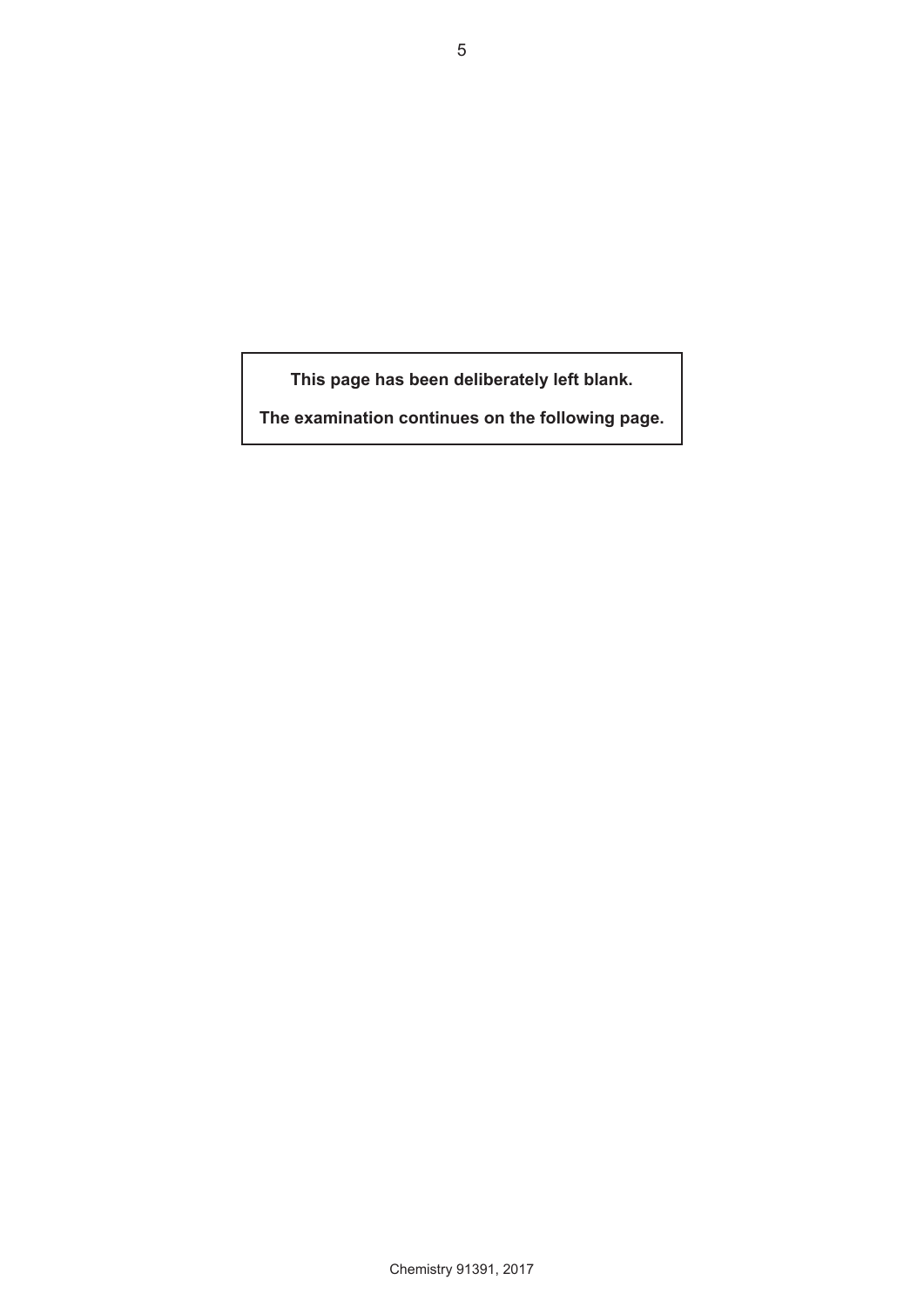**This page has been deliberately left blank.**

**The examination continues on the following page.**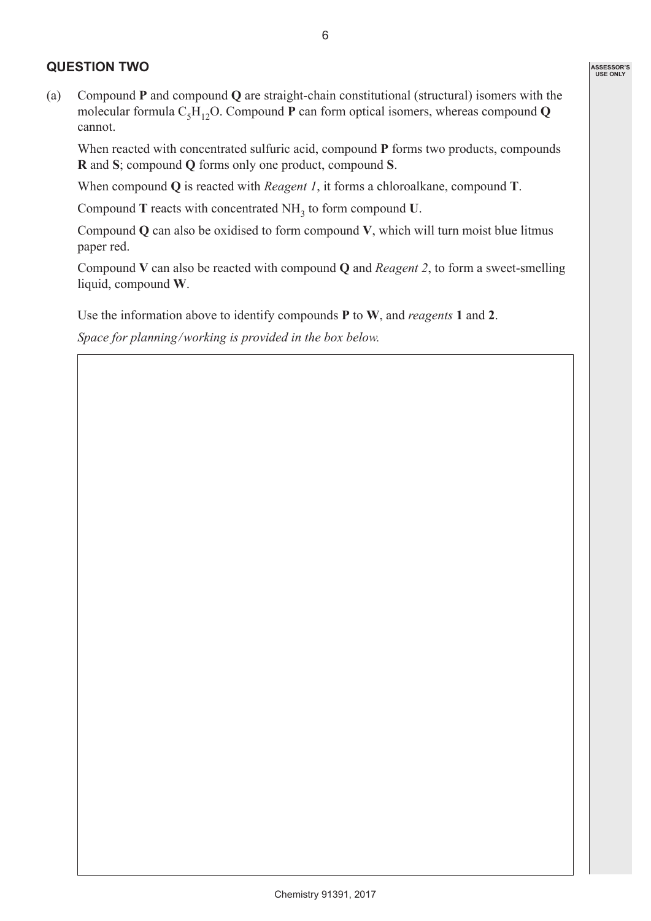## QUESTION TWO

(a) Compound **P** and compound **Q** are straight-chain constitutional (structural) isomers with the molecular formula $C_5H_{12}O$. Compound **P** can form optical isomers, whereas compound **Q** cannot.

When reacted with concentrated sulfuric acid, compound **P** forms two products, compounds **R** and **S**; compound **Q** forms only one product, compound **S**.

When compound **Q** is reacted with *Reagent 1*, it forms a chloroalkane, compound **T**.

Compound **T** reacts with concentrated $NH_3$ to form compound **U**.

Compound **Q** can also be oxidised to form compound **V**, which will turn moist blue litmus paper red.

Compound **V** can also be reacted with compound **Q** and *Reagent 2*, to form a sweet-smelling liquid, compound **W**.

Use the information above to identify compounds **P** to **W**, and *reagents* **1** and **2**.

*Space for planning/working is provided in the box below.*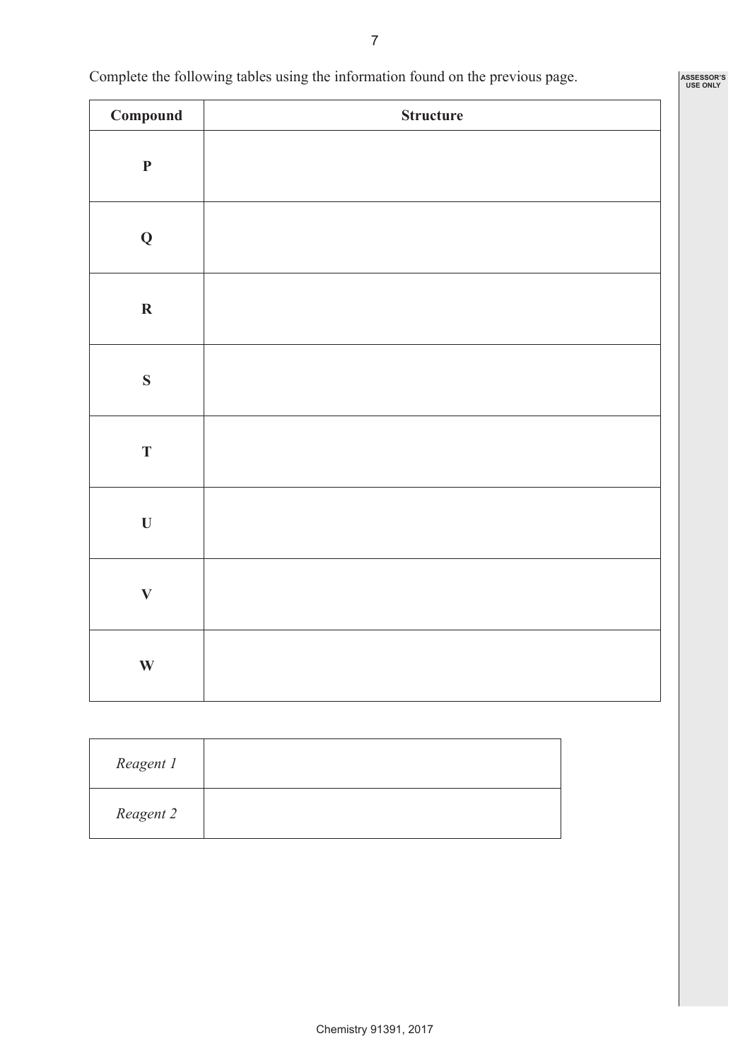Complete the following tables using the information found on the previous page.

| Compound | Structure |
|---|---|
| **P** | |
| **Q** | |
| **R** | |
| **S** | |
| **T** | |
| **U** | |
| **V** | |
| **W** | |

| | |
|---|---|
| *Reagent 1* | |
| *Reagent 2* | |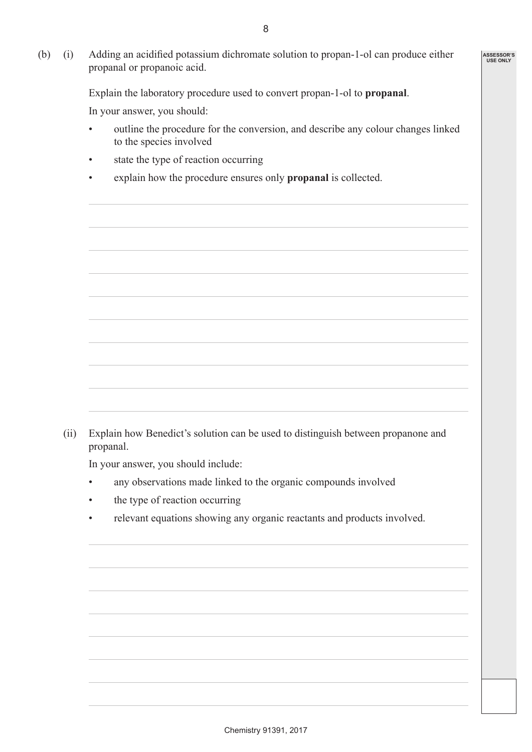(b) (i) Adding an acidified potassium dichromate solution to propan-1-ol can produce either propanal or propanoic acid.

Explain the laboratory procedure used to convert propan-1-ol to **propanal**.

In your answer, you should:

- outline the procedure for the conversion, and describe any colour changes linked to the species involved
- state the type of reaction occurring
- explain how the procedure ensures only **propanal** is collected.

(ii) Explain how Benedict's solution can be used to distinguish between propanone and propanal.

In your answer, you should include:

- any observations made linked to the organic compounds involved
- the type of reaction occurring
- relevant equations showing any organic reactants and products involved.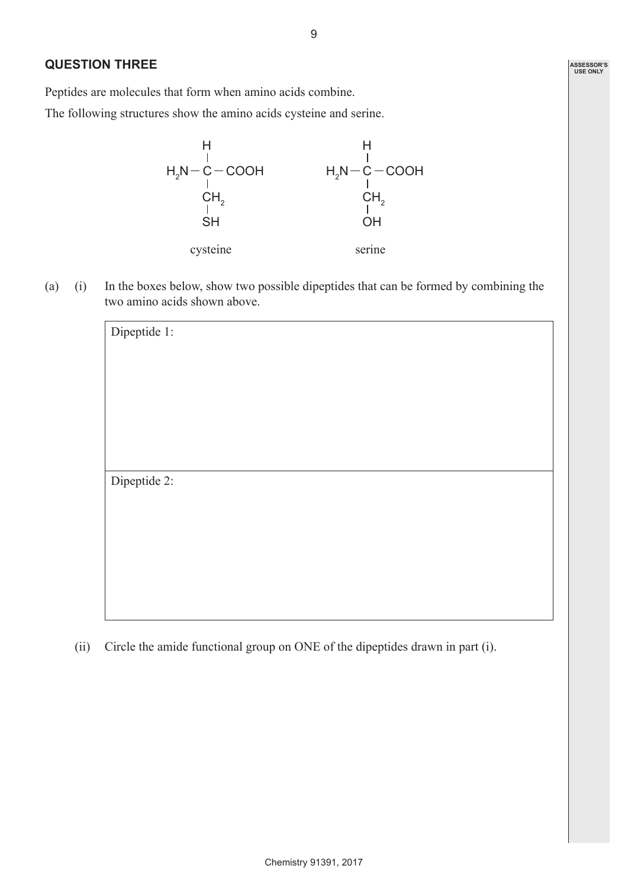## QUESTION THREE

Peptides are molecules that form when amino acids combine.

The following structures show the amino acids cysteine and serine.

```
      H                        H
      |                        |
H2N — C — COOH          H2N — C — COOH
      |                        |
      CH2                      CH2
      |                        |
      SH                       OH

   cysteine                 serine
```

(a) (i) In the boxes below, show two possible dipeptides that can be formed by combining the two amino acids shown above.

| Dipeptide 1: |
| --- |
| |

| Dipeptide 2: |
| --- |
| |

(ii) Circle the amide functional group on ONE of the dipeptides drawn in part (i).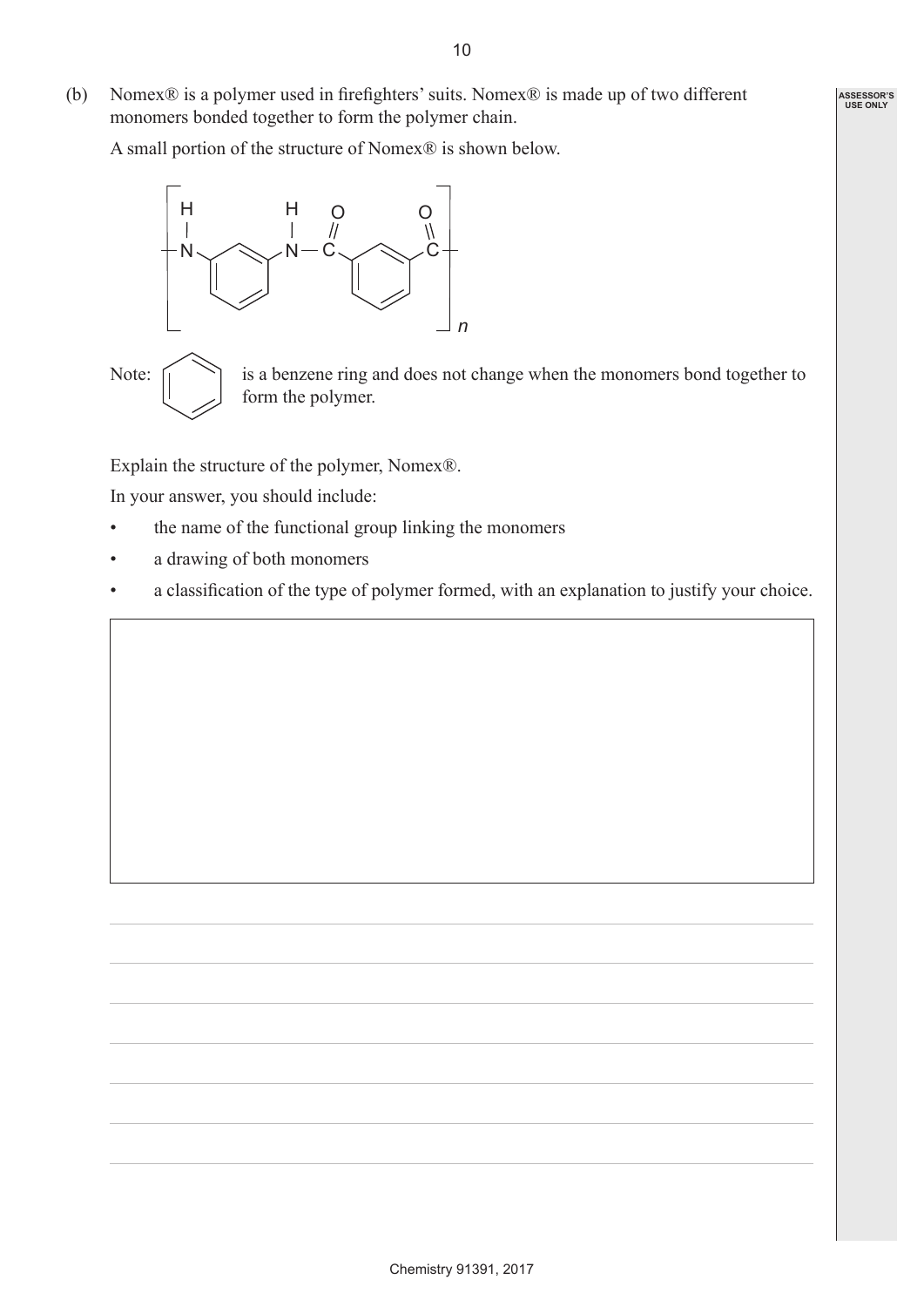(b) Nomex® is a polymer used in firefighters' suits. Nomex® is made up of two different monomers bonded together to form the polymer chain.

A small portion of the structure of Nomex® is shown below.

Note: [benzene ring] is a benzene ring and does not change when the monomers bond together to form the polymer.

Explain the structure of the polymer, Nomex®.

In your answer, you should include:

- the name of the functional group linking the monomers
- a drawing of both monomers
- a classification of the type of polymer formed, with an explanation to justify your choice.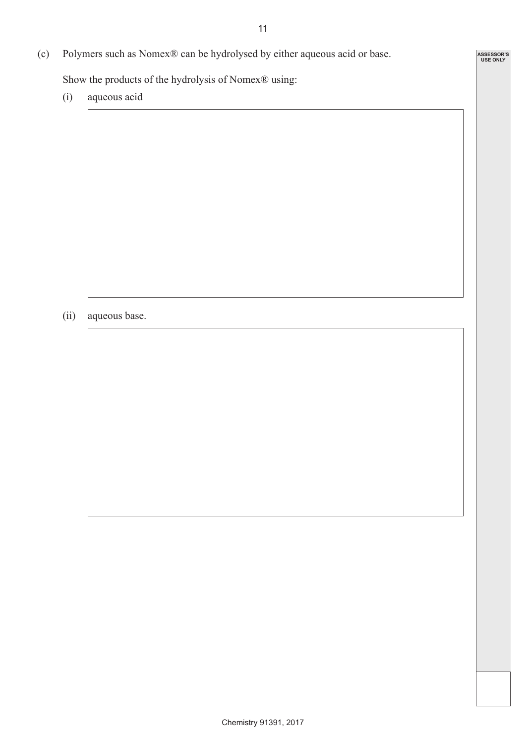(c) Polymers such as Nomex® can be hydrolysed by either aqueous acid or base.

Show the products of the hydrolysis of Nomex® using:

(i) aqueous acid

(ii) aqueous base.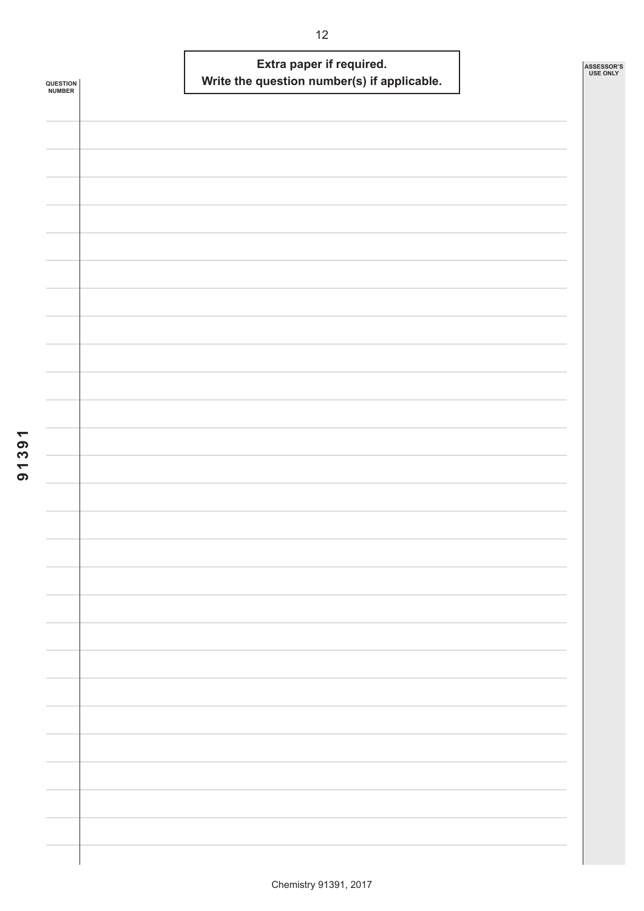**Extra paper if required.**
**Write the question number(s) if applicable.**

QUESTION NUMBER

ASSESSOR'S USE ONLY